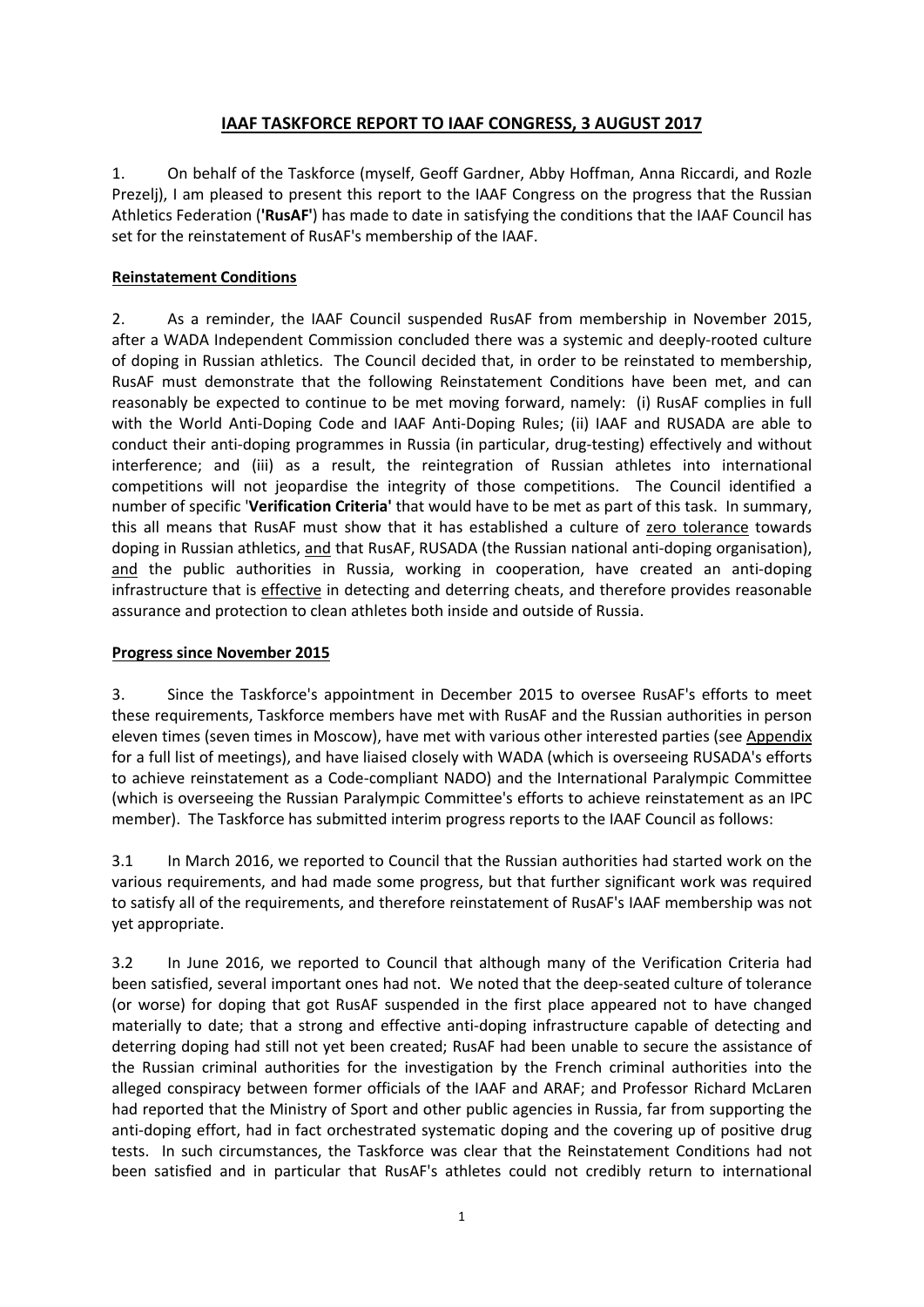# IAAF TASKFORCE REPORT TO IAAF CONGRESS, 3 AUGUST 2017

1. On behalf of the Taskforce (myself, Geoff Gardner, Abby Hoffman, Anna Riccardi, and Rozle Prezelj), I am pleased to present this report to the IAAF Congress on the progress that the Russian Athletics Federation (**'RusAF'**) has made to date in satisfying the conditions that the IAAF Council has set for the reinstatement of RusAF's membership of the IAAF.

## Reinstatement Conditions

2. As a reminder, the IAAF Council suspended RusAF from membership in November 2015, after a WADA Independent Commission concluded there was a systemic and deeply-rooted culture of doping in Russian athletics. The Council decided that, in order to be reinstated to membership, RusAF must demonstrate that the following Reinstatement Conditions have been met, and can reasonably be expected to continue to be met moving forward, namely: (i) RusAF complies in full with the World Anti-Doping Code and IAAF Anti-Doping Rules; (ii) IAAF and RUSADA are able to conduct their anti-doping programmes in Russia (in particular, drug-testing) effectively and without interference; and (iii) as a result, the reintegration of Russian athletes into international competitions will not jeopardise the integrity of those competitions. The Council identified a number of specific '**Verification Criteria**' that would have to be met as part of this task. In summary, this all means that RusAF must show that it has established a culture of zero tolerance towards doping in Russian athletics, and that RusAF, RUSADA (the Russian national anti-doping organisation), and the public authorities in Russia, working in cooperation, have created an anti-doping infrastructure that is effective in detecting and deterring cheats, and therefore provides reasonable assurance and protection to clean athletes both inside and outside of Russia.

## Progress since November 2015

3. Since the Taskforce's appointment in December 2015 to oversee RusAF's efforts to meet these requirements, Taskforce members have met with RusAF and the Russian authorities in person eleven times (seven times in Moscow), have met with various other interested parties (see Appendix for a full list of meetings), and have liaised closely with WADA (which is overseeing RUSADA's efforts to achieve reinstatement as a Code-compliant NADO) and the International Paralympic Committee (which is overseeing the Russian Paralympic Committee's efforts to achieve reinstatement as an IPC member). The Taskforce has submitted interim progress reports to the IAAF Council as follows:

3.1 In March 2016, we reported to Council that the Russian authorities had started work on the various requirements, and had made some progress, but that further significant work was required to satisfy all of the requirements, and therefore reinstatement of RusAF's IAAF membership was not yet appropriate.

3.2 In June 2016, we reported to Council that although many of the Verification Criteria had been satisfied, several important ones had not. We noted that the deep-seated culture of tolerance (or worse) for doping that got RusAF suspended in the first place appeared not to have changed materially to date; that a strong and effective anti-doping infrastructure capable of detecting and deterring doping had still not yet been created; RusAF had been unable to secure the assistance of the Russian criminal authorities for the investigation by the French criminal authorities into the alleged conspiracy between former officials of the IAAF and ARAF; and Professor Richard McLaren had reported that the Ministry of Sport and other public agencies in Russia, far from supporting the anti-doping effort, had in fact orchestrated systematic doping and the covering up of positive drug tests. In such circumstances, the Taskforce was clear that the Reinstatement Conditions had not been satisfied and in particular that RusAF's athletes could not credibly return to international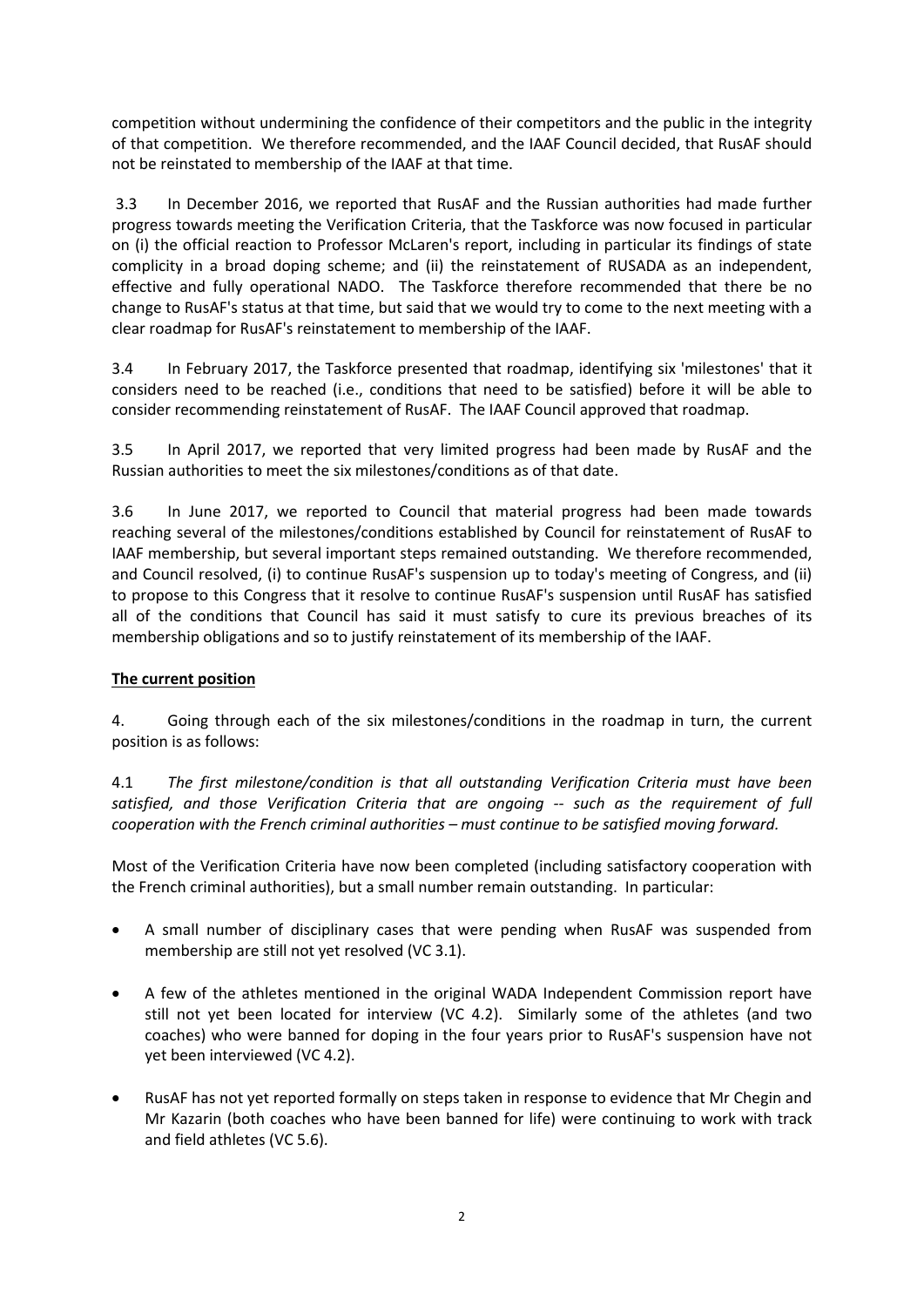competition without undermining the confidence of their competitors and the public in the integrity of that competition. We therefore recommended, and the IAAF Council decided, that RusAF should not be reinstated to membership of the IAAF at that time.

3.3 In December 2016, we reported that RusAF and the Russian authorities had made further progress towards meeting the Verification Criteria, that the Taskforce was now focused in particular on (i) the official reaction to Professor McLaren's report, including in particular its findings of state complicity in a broad doping scheme; and (ii) the reinstatement of RUSADA as an independent, effective and fully operational NADO. The Taskforce therefore recommended that there be no change to RusAF's status at that time, but said that we would try to come to the next meeting with a clear roadmap for RusAF's reinstatement to membership of the IAAF.

3.4 In February 2017, the Taskforce presented that roadmap, identifying six 'milestones' that it considers need to be reached (i.e., conditions that need to be satisfied) before it will be able to consider recommending reinstatement of RusAF. The IAAF Council approved that roadmap.

3.5 In April 2017, we reported that very limited progress had been made by RusAF and the Russian authorities to meet the six milestones/conditions as of that date.

3.6 In June 2017, we reported to Council that material progress had been made towards reaching several of the milestones/conditions established by Council for reinstatement of RusAF to IAAF membership, but several important steps remained outstanding. We therefore recommended, and Council resolved, (i) to continue RusAF's suspension up to today's meeting of Congress, and (ii) to propose to this Congress that it resolve to continue RusAF's suspension until RusAF has satisfied all of the conditions that Council has said it must satisfy to cure its previous breaches of its membership obligations and so to justify reinstatement of its membership of the IAAF.

**The current position**

4. Going through each of the six milestones/conditions in the roadmap in turn, the current position is as follows:

4.1 *The first milestone/condition is that all outstanding Verification Criteria must have been satisfied, and those Verification Criteria that are ongoing -- such as the requirement of full cooperation with the French criminal authorities – must continue to be satisfied moving forward.*

Most of the Verification Criteria have now been completed (including satisfactory cooperation with the French criminal authorities), but a small number remain outstanding. In particular:

- A small number of disciplinary cases that were pending when RusAF was suspended from membership are still not yet resolved (VC 3.1).
- A few of the athletes mentioned in the original WADA Independent Commission report have still not yet been located for interview (VC 4.2). Similarly some of the athletes (and two coaches) who were banned for doping in the four years prior to RusAF's suspension have not yet been interviewed (VC 4.2).
- RusAF has not yet reported formally on steps taken in response to evidence that Mr Chegin and Mr Kazarin (both coaches who have been banned for life) were continuing to work with track and field athletes (VC 5.6).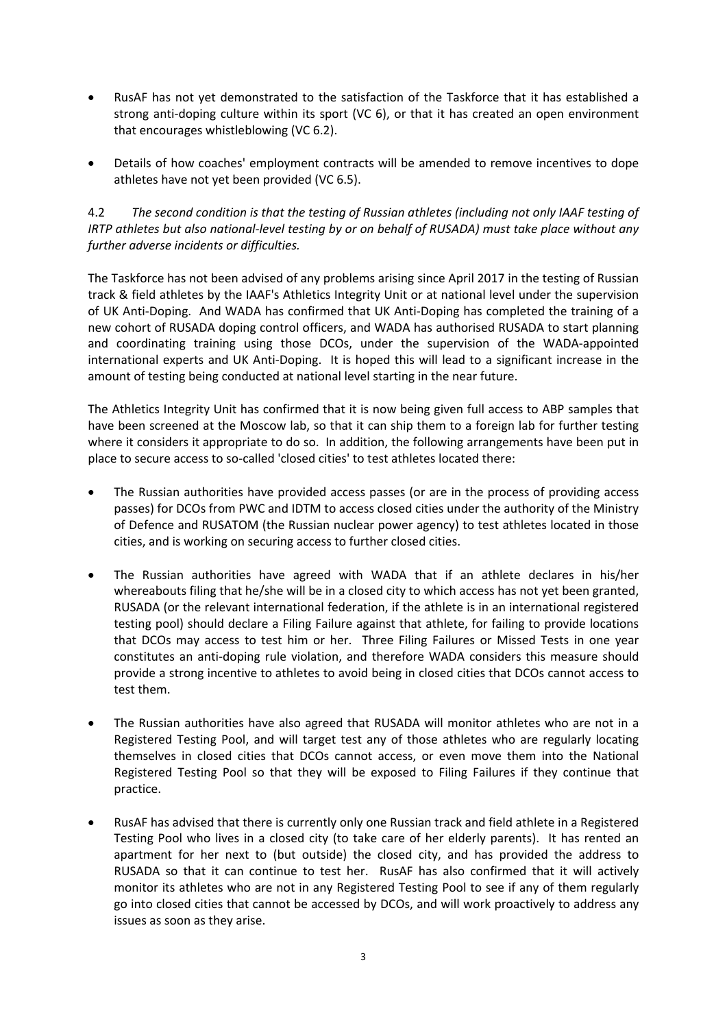- RusAF has not yet demonstrated to the satisfaction of the Taskforce that it has established a strong anti-doping culture within its sport (VC 6), or that it has created an open environment that encourages whistleblowing (VC 6.2).

- Details of how coaches' employment contracts will be amended to remove incentives to dope athletes have not yet been provided (VC 6.5).

4.2 *The second condition is that the testing of Russian athletes (including not only IAAF testing of IRTP athletes but also national-level testing by or on behalf of RUSADA) must take place without any further adverse incidents or difficulties.*

The Taskforce has not been advised of any problems arising since April 2017 in the testing of Russian track & field athletes by the IAAF's Athletics Integrity Unit or at national level under the supervision of UK Anti-Doping. And WADA has confirmed that UK Anti-Doping has completed the training of a new cohort of RUSADA doping control officers, and WADA has authorised RUSADA to start planning and coordinating training using those DCOs, under the supervision of the WADA-appointed international experts and UK Anti-Doping. It is hoped this will lead to a significant increase in the amount of testing being conducted at national level starting in the near future.

The Athletics Integrity Unit has confirmed that it is now being given full access to ABP samples that have been screened at the Moscow lab, so that it can ship them to a foreign lab for further testing where it considers it appropriate to do so. In addition, the following arrangements have been put in place to secure access to so-called 'closed cities' to test athletes located there:

- The Russian authorities have provided access passes (or are in the process of providing access passes) for DCOs from PWC and IDTM to access closed cities under the authority of the Ministry of Defence and RUSATOM (the Russian nuclear power agency) to test athletes located in those cities, and is working on securing access to further closed cities.

- The Russian authorities have agreed with WADA that if an athlete declares in his/her whereabouts filing that he/she will be in a closed city to which access has not yet been granted, RUSADA (or the relevant international federation, if the athlete is in an international registered testing pool) should declare a Filing Failure against that athlete, for failing to provide locations that DCOs may access to test him or her. Three Filing Failures or Missed Tests in one year constitutes an anti-doping rule violation, and therefore WADA considers this measure should provide a strong incentive to athletes to avoid being in closed cities that DCOs cannot access to test them.

- The Russian authorities have also agreed that RUSADA will monitor athletes who are not in a Registered Testing Pool, and will target test any of those athletes who are regularly locating themselves in closed cities that DCOs cannot access, or even move them into the National Registered Testing Pool so that they will be exposed to Filing Failures if they continue that practice.

- RusAF has advised that there is currently only one Russian track and field athlete in a Registered Testing Pool who lives in a closed city (to take care of her elderly parents). It has rented an apartment for her next to (but outside) the closed city, and has provided the address to RUSADA so that it can continue to test her. RusAF has also confirmed that it will actively monitor its athletes who are not in any Registered Testing Pool to see if any of them regularly go into closed cities that cannot be accessed by DCOs, and will work proactively to address any issues as soon as they arise.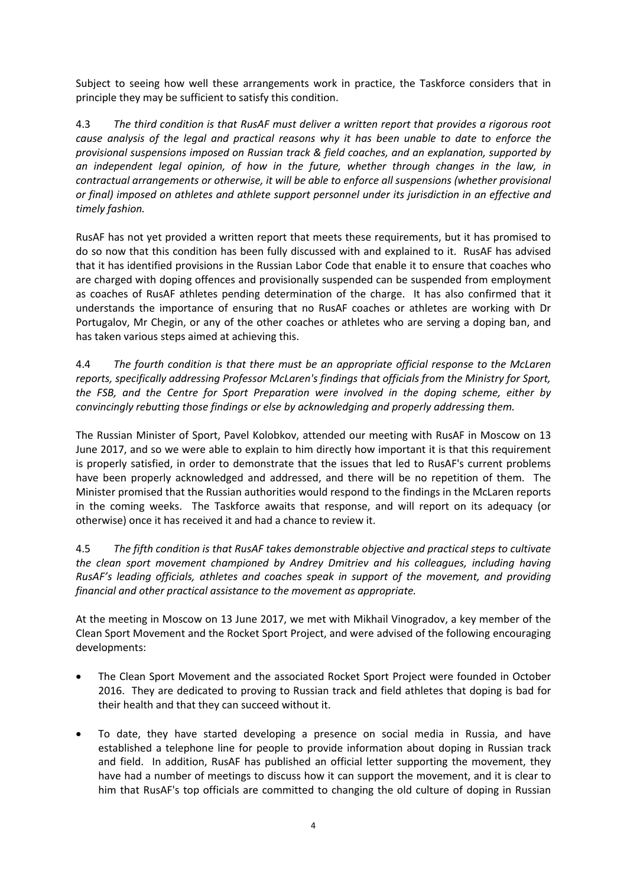Subject to seeing how well these arrangements work in practice, the Taskforce considers that in principle they may be sufficient to satisfy this condition.

4.3 *The third condition is that RusAF must deliver a written report that provides a rigorous root cause analysis of the legal and practical reasons why it has been unable to date to enforce the provisional suspensions imposed on Russian track & field coaches, and an explanation, supported by an independent legal opinion, of how in the future, whether through changes in the law, in contractual arrangements or otherwise, it will be able to enforce all suspensions (whether provisional or final) imposed on athletes and athlete support personnel under its jurisdiction in an effective and timely fashion.*

RusAF has not yet provided a written report that meets these requirements, but it has promised to do so now that this condition has been fully discussed with and explained to it. RusAF has advised that it has identified provisions in the Russian Labor Code that enable it to ensure that coaches who are charged with doping offences and provisionally suspended can be suspended from employment as coaches of RusAF athletes pending determination of the charge. It has also confirmed that it understands the importance of ensuring that no RusAF coaches or athletes are working with Dr Portugalov, Mr Chegin, or any of the other coaches or athletes who are serving a doping ban, and has taken various steps aimed at achieving this.

4.4 *The fourth condition is that there must be an appropriate official response to the McLaren reports, specifically addressing Professor McLaren's findings that officials from the Ministry for Sport, the FSB, and the Centre for Sport Preparation were involved in the doping scheme, either by convincingly rebutting those findings or else by acknowledging and properly addressing them.*

The Russian Minister of Sport, Pavel Kolobkov, attended our meeting with RusAF in Moscow on 13 June 2017, and so we were able to explain to him directly how important it is that this requirement is properly satisfied, in order to demonstrate that the issues that led to RusAF's current problems have been properly acknowledged and addressed, and there will be no repetition of them. The Minister promised that the Russian authorities would respond to the findings in the McLaren reports in the coming weeks. The Taskforce awaits that response, and will report on its adequacy (or otherwise) once it has received it and had a chance to review it.

4.5 *The fifth condition is that RusAF takes demonstrable objective and practical steps to cultivate the clean sport movement championed by Andrey Dmitriev and his colleagues, including having RusAF's leading officials, athletes and coaches speak in support of the movement, and providing financial and other practical assistance to the movement as appropriate.*

At the meeting in Moscow on 13 June 2017, we met with Mikhail Vinogradov, a key member of the Clean Sport Movement and the Rocket Sport Project, and were advised of the following encouraging developments:

- The Clean Sport Movement and the associated Rocket Sport Project were founded in October 2016. They are dedicated to proving to Russian track and field athletes that doping is bad for their health and that they can succeed without it.
- To date, they have started developing a presence on social media in Russia, and have established a telephone line for people to provide information about doping in Russian track and field. In addition, RusAF has published an official letter supporting the movement, they have had a number of meetings to discuss how it can support the movement, and it is clear to him that RusAF's top officials are committed to changing the old culture of doping in Russian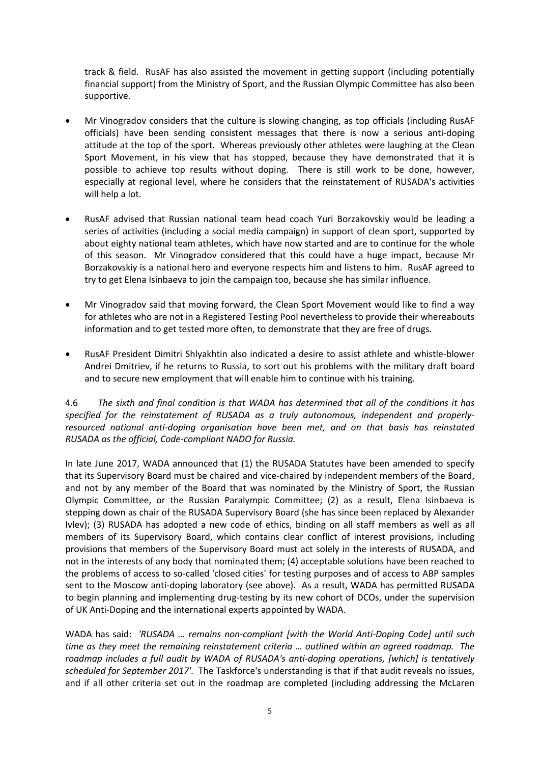track & field. RusAF has also assisted the movement in getting support (including potentially financial support) from the Ministry of Sport, and the Russian Olympic Committee has also been supportive.

- Mr Vinogradov considers that the culture is slowing changing, as top officials (including RusAF officials) have been sending consistent messages that there is now a serious anti-doping attitude at the top of the sport. Whereas previously other athletes were laughing at the Clean Sport Movement, in his view that has stopped, because they have demonstrated that it is possible to achieve top results without doping. There is still work to be done, however, especially at regional level, where he considers that the reinstatement of RUSADA's activities will help a lot.

- RusAF advised that Russian national team head coach Yuri Borzakovskiy would be leading a series of activities (including a social media campaign) in support of clean sport, supported by about eighty national team athletes, which have now started and are to continue for the whole of this season. Mr Vinogradov considered that this could have a huge impact, because Mr Borzakovskiy is a national hero and everyone respects him and listens to him. RusAF agreed to try to get Elena Isinbaeva to join the campaign too, because she has similar influence.

- Mr Vinogradov said that moving forward, the Clean Sport Movement would like to find a way for athletes who are not in a Registered Testing Pool nevertheless to provide their whereabouts information and to get tested more often, to demonstrate that they are free of drugs.

- RusAF President Dimitri Shlyakhtin also indicated a desire to assist athlete and whistle-blower Andrei Dmitriev, if he returns to Russia, to sort out his problems with the military draft board and to secure new employment that will enable him to continue with his training.

4.6 *The sixth and final condition is that WADA has determined that all of the conditions it has specified for the reinstatement of RUSADA as a truly autonomous, independent and properly-resourced national anti-doping organisation have been met, and on that basis has reinstated RUSADA as the official, Code-compliant NADO for Russia.*

In late June 2017, WADA announced that (1) the RUSADA Statutes have been amended to specify that its Supervisory Board must be chaired and vice-chaired by independent members of the Board, and not by any member of the Board that was nominated by the Ministry of Sport, the Russian Olympic Committee, or the Russian Paralympic Committee; (2) as a result, Elena Isinbaeva is stepping down as chair of the RUSADA Supervisory Board (she has since been replaced by Alexander Ivlev); (3) RUSADA has adopted a new code of ethics, binding on all staff members as well as all members of its Supervisory Board, which contains clear conflict of interest provisions, including provisions that members of the Supervisory Board must act solely in the interests of RUSADA, and not in the interests of any body that nominated them; (4) acceptable solutions have been reached to the problems of access to so-called 'closed cities' for testing purposes and of access to ABP samples sent to the Moscow anti-doping laboratory (see above). As a result, WADA has permitted RUSADA to begin planning and implementing drug-testing by its new cohort of DCOs, under the supervision of UK Anti-Doping and the international experts appointed by WADA.

WADA has said: *'RUSADA … remains non-compliant [with the World Anti-Doping Code] until such time as they meet the remaining reinstatement criteria … outlined within an agreed roadmap. The roadmap includes a full audit by WADA of RUSADA's anti-doping operations, [which] is tentatively scheduled for September 2017'.* The Taskforce's understanding is that if that audit reveals no issues, and if all other criteria set out in the roadmap are completed (including addressing the McLaren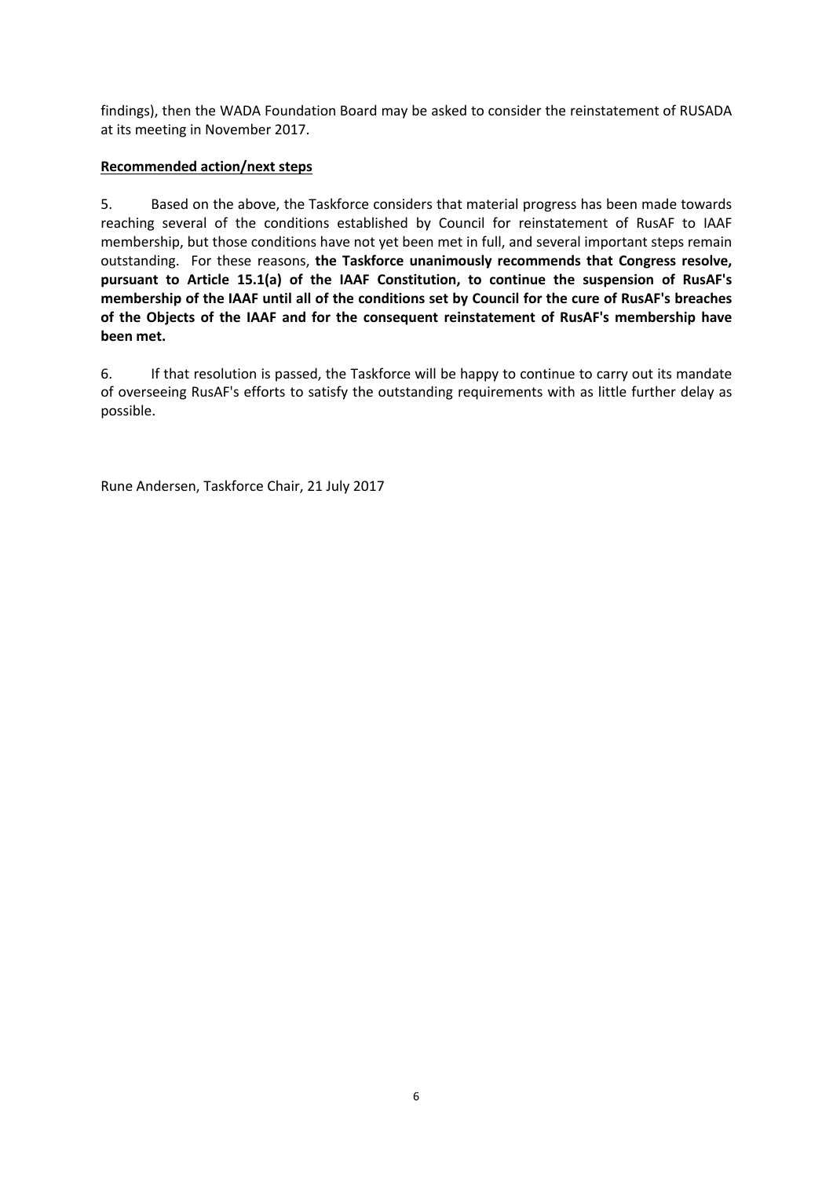findings), then the WADA Foundation Board may be asked to consider the reinstatement of RUSADA at its meeting in November 2017.

**Recommended action/next steps**

5. Based on the above, the Taskforce considers that material progress has been made towards reaching several of the conditions established by Council for reinstatement of RusAF to IAAF membership, but those conditions have not yet been met in full, and several important steps remain outstanding. For these reasons, **the Taskforce unanimously recommends that Congress resolve, pursuant to Article 15.1(a) of the IAAF Constitution, to continue the suspension of RusAF's membership of the IAAF until all of the conditions set by Council for the cure of RusAF's breaches of the Objects of the IAAF and for the consequent reinstatement of RusAF's membership have been met.**

6. If that resolution is passed, the Taskforce will be happy to continue to carry out its mandate of overseeing RusAF's efforts to satisfy the outstanding requirements with as little further delay as possible.

Rune Andersen, Taskforce Chair, 21 July 2017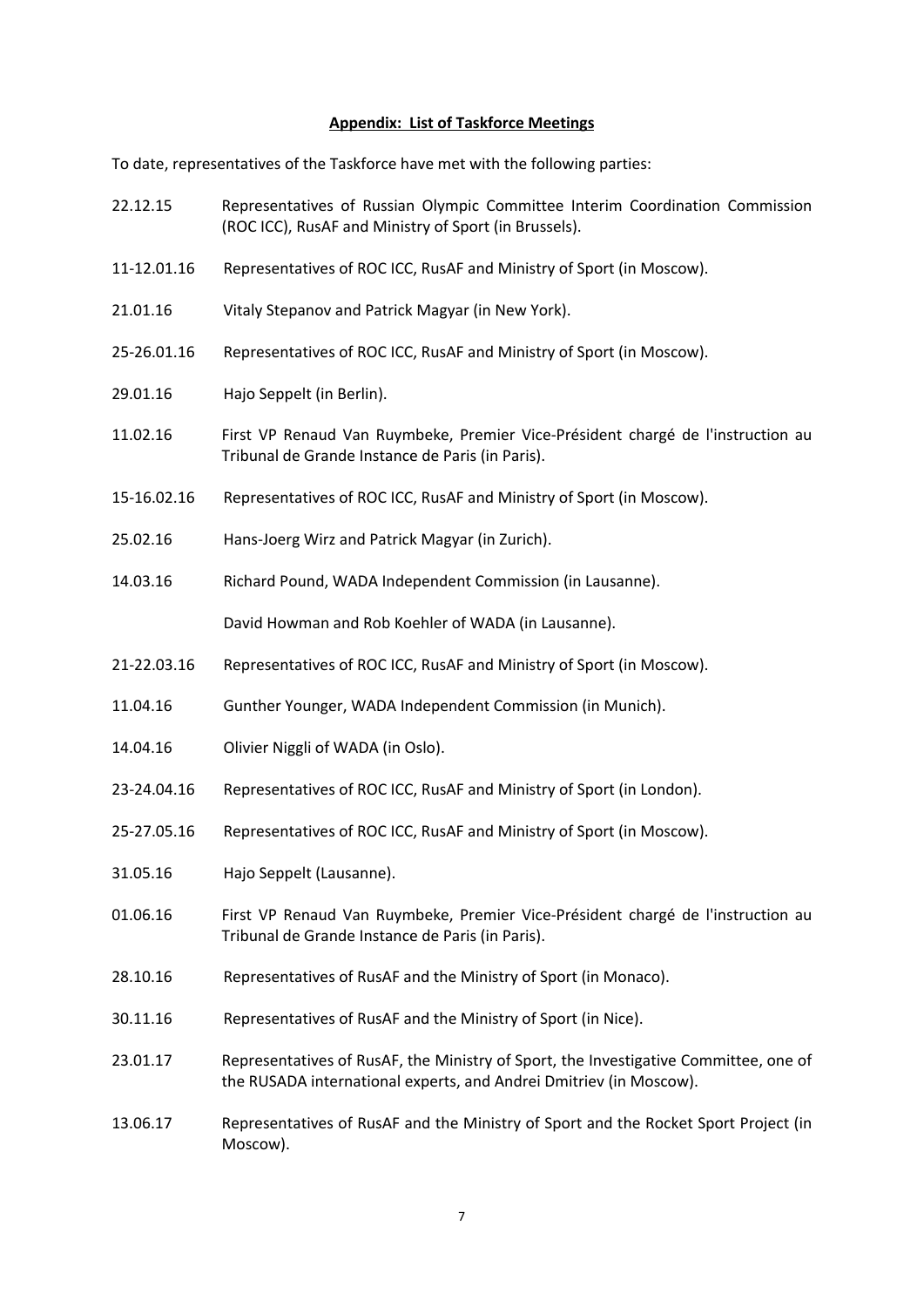**Appendix: List of Taskforce Meetings**

To date, representatives of the Taskforce have met with the following parties:

22.12.15 Representatives of Russian Olympic Committee Interim Coordination Commission (ROC ICC), RusAF and Ministry of Sport (in Brussels).

11-12.01.16 Representatives of ROC ICC, RusAF and Ministry of Sport (in Moscow).

21.01.16 Vitaly Stepanov and Patrick Magyar (in New York).

25-26.01.16 Representatives of ROC ICC, RusAF and Ministry of Sport (in Moscow).

29.01.16 Hajo Seppelt (in Berlin).

11.02.16 First VP Renaud Van Ruymbeke, Premier Vice-Président chargé de l'instruction au Tribunal de Grande Instance de Paris (in Paris).

15-16.02.16 Representatives of ROC ICC, RusAF and Ministry of Sport (in Moscow).

25.02.16 Hans-Joerg Wirz and Patrick Magyar (in Zurich).

14.03.16 Richard Pound, WADA Independent Commission (in Lausanne).

David Howman and Rob Koehler of WADA (in Lausanne).

21-22.03.16 Representatives of ROC ICC, RusAF and Ministry of Sport (in Moscow).

11.04.16 Gunther Younger, WADA Independent Commission (in Munich).

14.04.16 Olivier Niggli of WADA (in Oslo).

23-24.04.16 Representatives of ROC ICC, RusAF and Ministry of Sport (in London).

25-27.05.16 Representatives of ROC ICC, RusAF and Ministry of Sport (in Moscow).

31.05.16 Hajo Seppelt (Lausanne).

01.06.16 First VP Renaud Van Ruymbeke, Premier Vice-Président chargé de l'instruction au Tribunal de Grande Instance de Paris (in Paris).

28.10.16 Representatives of RusAF and the Ministry of Sport (in Monaco).

30.11.16 Representatives of RusAF and the Ministry of Sport (in Nice).

23.01.17 Representatives of RusAF, the Ministry of Sport, the Investigative Committee, one of the RUSADA international experts, and Andrei Dmitriev (in Moscow).

13.06.17 Representatives of RusAF and the Ministry of Sport and the Rocket Sport Project (in Moscow).